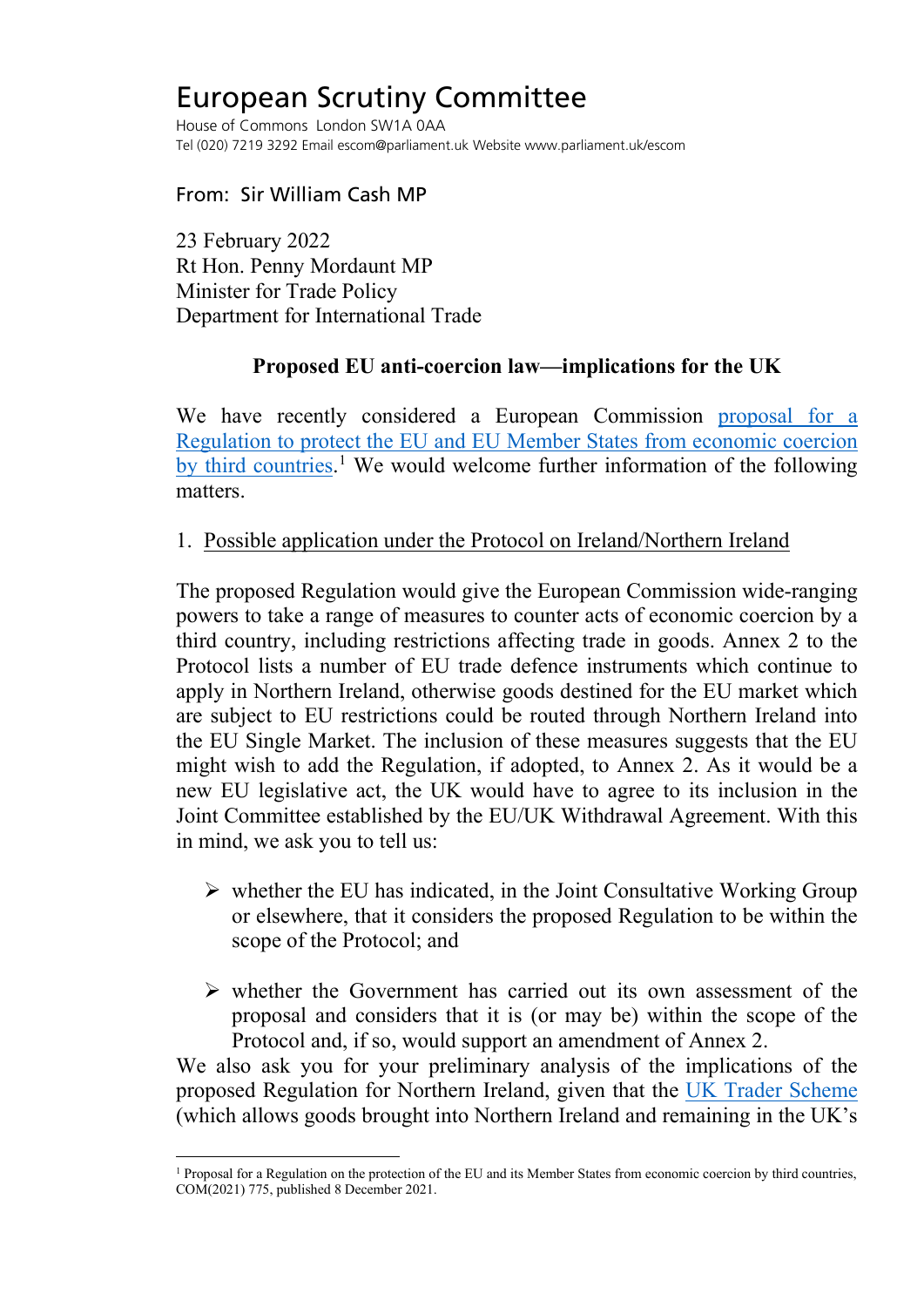# European Scrutiny Committee

House of Commons London SW1A 0AA
Tel (020) 7219 3292 Email escom@parliament.uk Website www.parliament.uk/escom

From: Sir William Cash MP

23 February 2022
Rt Hon. Penny Mordaunt MP
Minister for Trade Policy
Department for International Trade

**Proposed EU anti-coercion law—implications for the UK**

We have recently considered a European Commission proposal for a Regulation to protect the EU and EU Member States from economic coercion by third countries.[1] We would welcome further information of the following matters.

1. Possible application under the Protocol on Ireland/Northern Ireland

The proposed Regulation would give the European Commission wide-ranging powers to take a range of measures to counter acts of economic coercion by a third country, including restrictions affecting trade in goods. Annex 2 to the Protocol lists a number of EU trade defence instruments which continue to apply in Northern Ireland, otherwise goods destined for the EU market which are subject to EU restrictions could be routed through Northern Ireland into the EU Single Market. The inclusion of these measures suggests that the EU might wish to add the Regulation, if adopted, to Annex 2. As it would be a new EU legislative act, the UK would have to agree to its inclusion in the Joint Committee established by the EU/UK Withdrawal Agreement. With this in mind, we ask you to tell us:

- whether the EU has indicated, in the Joint Consultative Working Group or elsewhere, that it considers the proposed Regulation to be within the scope of the Protocol; and

- whether the Government has carried out its own assessment of the proposal and considers that it is (or may be) within the scope of the Protocol and, if so, would support an amendment of Annex 2.

We also ask you for your preliminary analysis of the implications of the proposed Regulation for Northern Ireland, given that the UK Trader Scheme (which allows goods brought into Northern Ireland and remaining in the UK's

[1] Proposal for a Regulation on the protection of the EU and its Member States from economic coercion by third countries, COM(2021) 775, published 8 December 2021.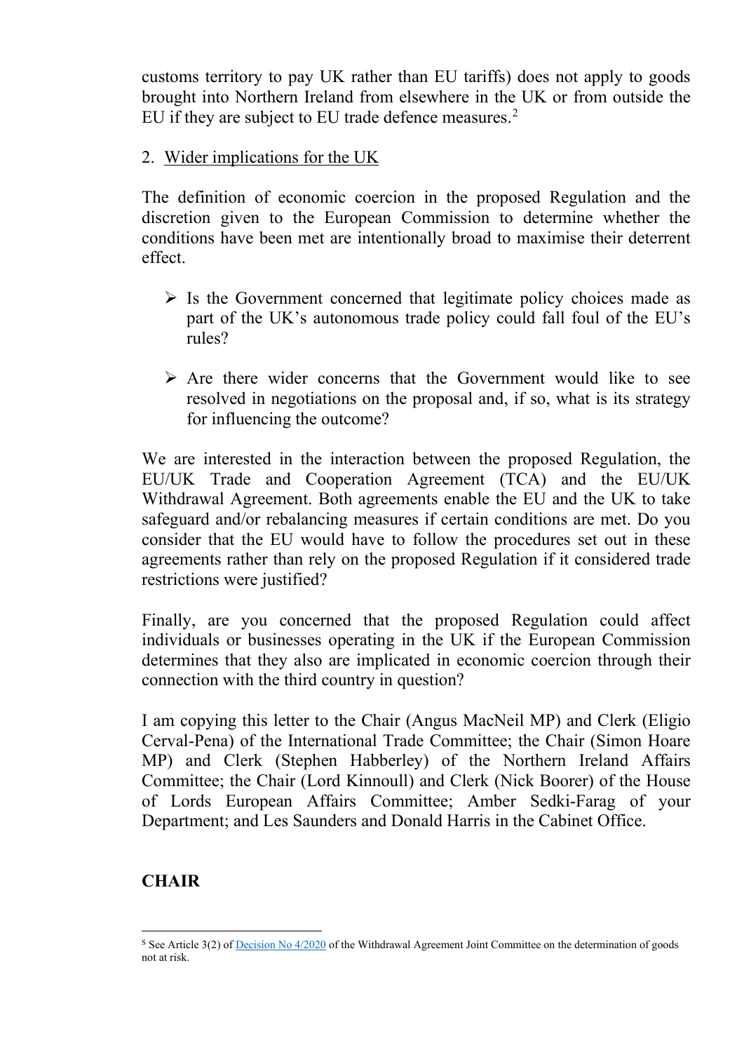customs territory to pay UK rather than EU tariffs) does not apply to goods brought into Northern Ireland from elsewhere in the UK or from outside the EU if they are subject to EU trade defence measures.[2]

2. Wider implications for the UK

The definition of economic coercion in the proposed Regulation and the discretion given to the European Commission to determine whether the conditions have been met are intentionally broad to maximise their deterrent effect.

- Is the Government concerned that legitimate policy choices made as part of the UK's autonomous trade policy could fall foul of the EU's rules?

- Are there wider concerns that the Government would like to see resolved in negotiations on the proposal and, if so, what is its strategy for influencing the outcome?

We are interested in the interaction between the proposed Regulation, the EU/UK Trade and Cooperation Agreement (TCA) and the EU/UK Withdrawal Agreement. Both agreements enable the EU and the UK to take safeguard and/or rebalancing measures if certain conditions are met. Do you consider that the EU would have to follow the procedures set out in these agreements rather than rely on the proposed Regulation if it considered trade restrictions were justified?

Finally, are you concerned that the proposed Regulation could affect individuals or businesses operating in the UK if the European Commission determines that they also are implicated in economic coercion through their connection with the third country in question?

I am copying this letter to the Chair (Angus MacNeil MP) and Clerk (Eligio Cerval-Pena) of the International Trade Committee; the Chair (Simon Hoare MP) and Clerk (Stephen Habberley) of the Northern Ireland Affairs Committee; the Chair (Lord Kinnoull) and Clerk (Nick Boorer) of the House of Lords European Affairs Committee; Amber Sedki-Farag of your Department; and Les Saunders and Donald Harris in the Cabinet Office.

**CHAIR**

---

[S] See Article 3(2) of Decision No 4/2020 of the Withdrawal Agreement Joint Committee on the determination of goods not at risk.